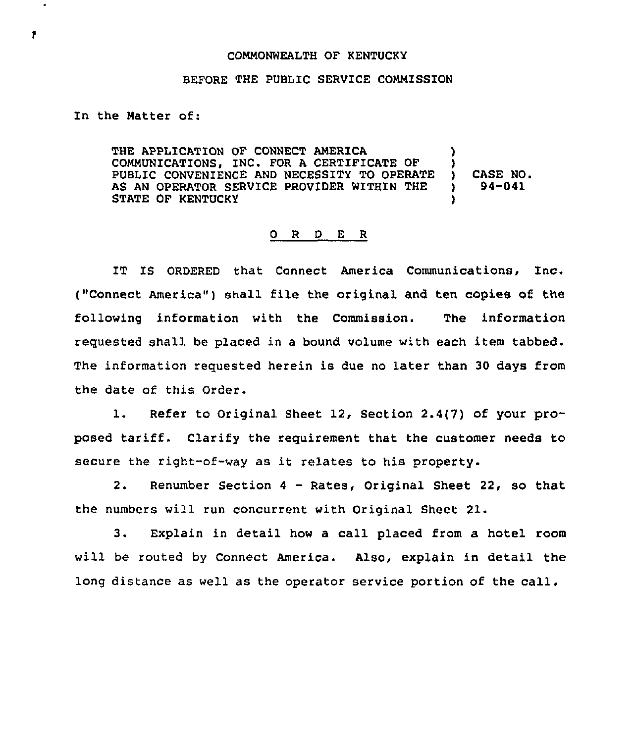COMMONWEALTH OF KENTUCKY

BEFORE THE PUBLIC SERVICE COMMISSION

In the Matter of:

THE APPLICATION OF CONNECT AMERICA COMMUNICATIONS, INC. FOR A CERTIFICATE OF PUBLIC CONVENIENCE AND NECESSITY TO OPERATE AS AN OPERATOR SERVICE PROVIDER WITHIN THE STATE OF KENTUCKY ) CASE NO. 94-041

# O R D E R

IT IS ORDERED that Connect America Communications, Inc. ("Connect America") shall file the original and ten copies of the following information with the Commission. The information requested shall be placed in a bound volume with each item tabbed. The information requested herein is due no later than 30 days from the date of this Order.

1. Refer to Original Sheet 12, Section 2.4(7) of your proposed tariff. Clarify the requirement that the customer needs to secure the right-of-way as it relates to his property.

2. Renumber Section 4 - Rates, Original Sheet 22, so that the numbers will run concurrent with Original Sheet 21.

3. Explain in detail how a call placed from a hotel room will be routed by Connect America. Also, explain in detail the long distance as well as the operator service portion of the call.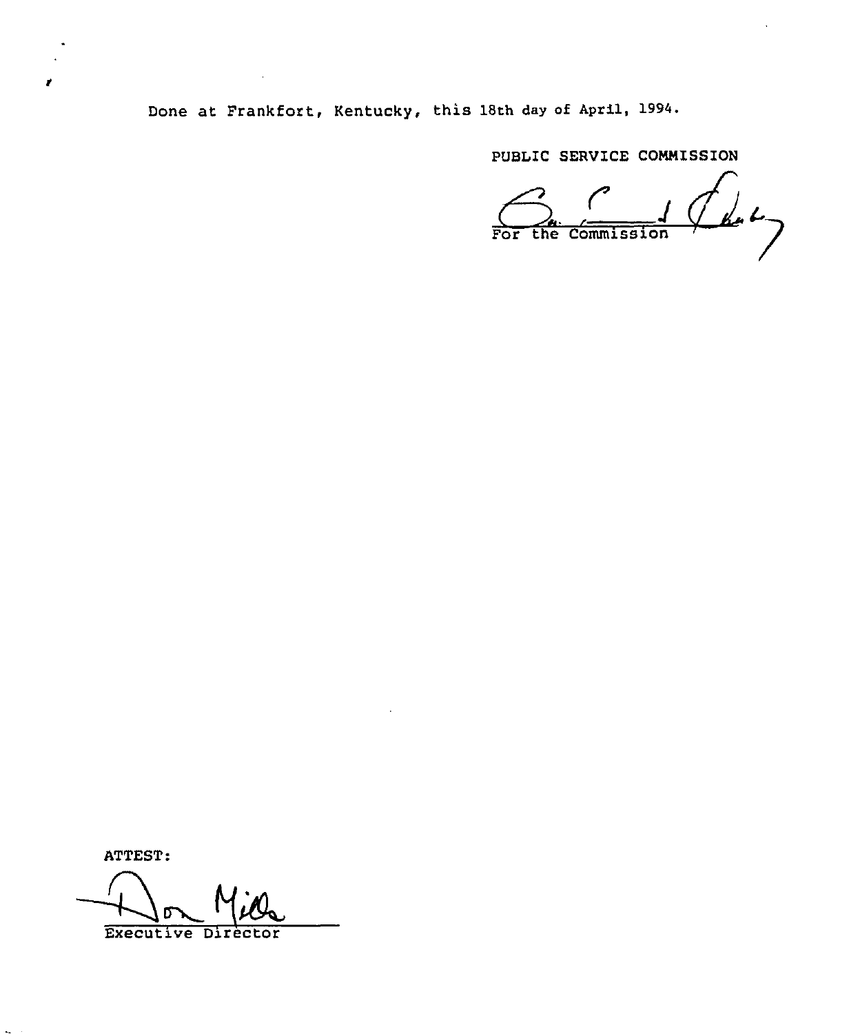Done at Frankfort, Kentucky, this 18th day of April, 1994.

PUBLIC SERVICE COMMISSION

For the Commission

ATTEST:

Executive Director